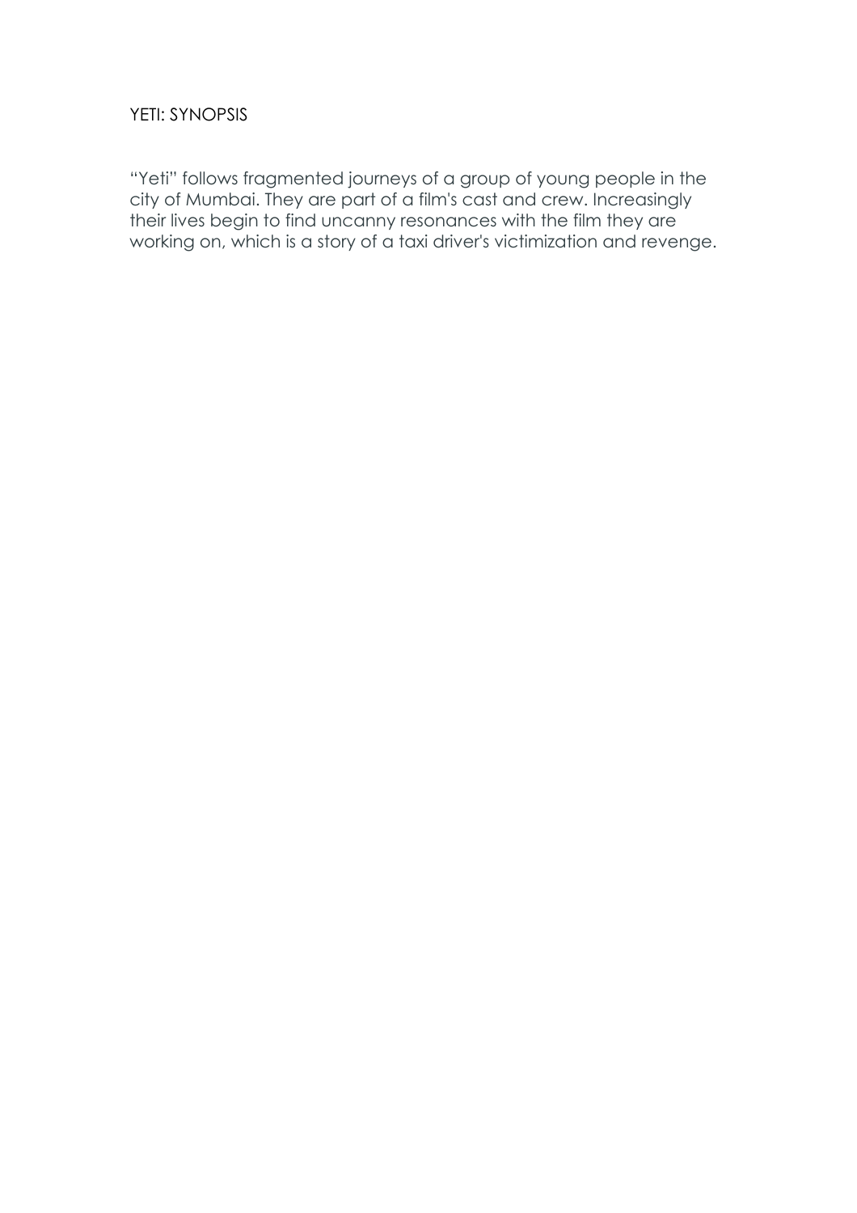# YETI: SYNOPSIS

"Yeti" follows fragmented journeys of a group of young people in the city of Mumbai. They are part of a film's cast and crew. Increasingly their lives begin to find uncanny resonances with the film they are working on, which is a story of a taxi driver's victimization and revenge.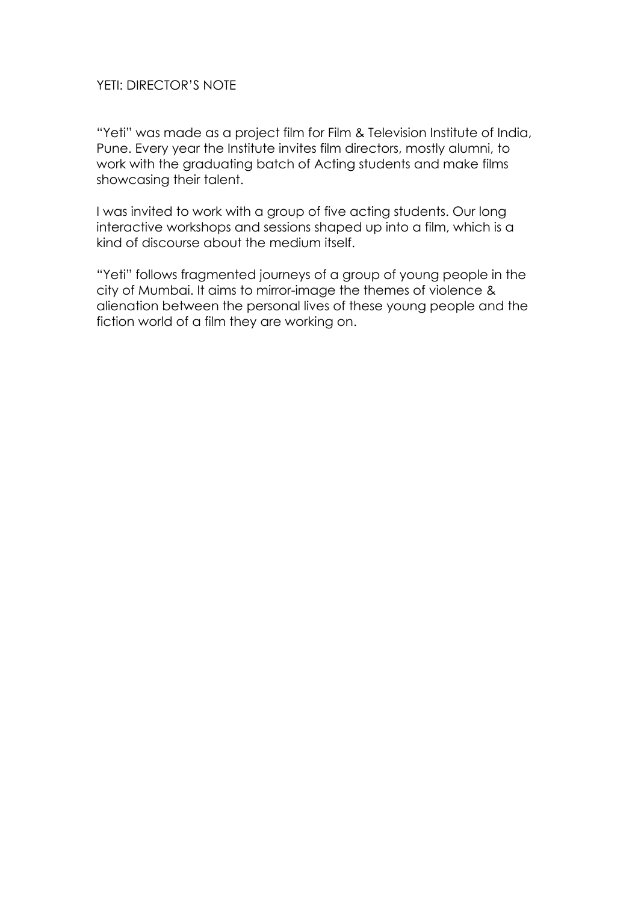# YETI: DIRECTOR'S NOTE

"Yeti" was made as a project film for Film & Television Institute of India, Pune. Every year the Institute invites film directors, mostly alumni, to work with the graduating batch of Acting students and make films showcasing their talent.

I was invited to work with a group of five acting students. Our long interactive workshops and sessions shaped up into a film, which is a kind of discourse about the medium itself.

"Yeti" follows fragmented journeys of a group of young people in the city of Mumbai. It aims to mirror-image the themes of violence & alienation between the personal lives of these young people and the fiction world of a film they are working on.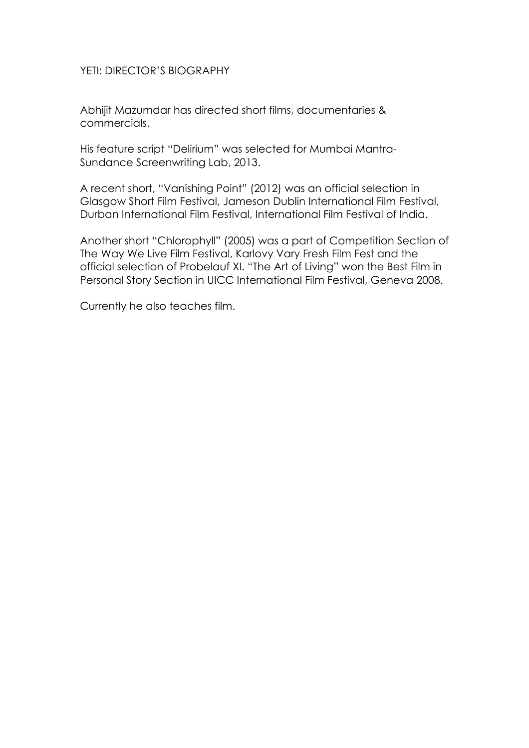# YETI: DIRECTOR'S BIOGRAPHY

Abhijit Mazumdar has directed short films, documentaries & commercials.

His feature script "Delirium" was selected for Mumbai Mantra-Sundance Screenwriting Lab, 2013.

A recent short, "Vanishing Point" (2012) was an official selection in Glasgow Short Film Festival, Jameson Dublin International Film Festival, Durban International Film Festival, International Film Festival of India.

Another short "Chlorophyll" (2005) was a part of Competition Section of The Way We Live Film Festival, Karlovy Vary Fresh Film Fest and the official selection of Probelauf XI. "The Art of Living" won the Best Film in Personal Story Section in UICC International Film Festival, Geneva 2008.

Currently he also teaches film.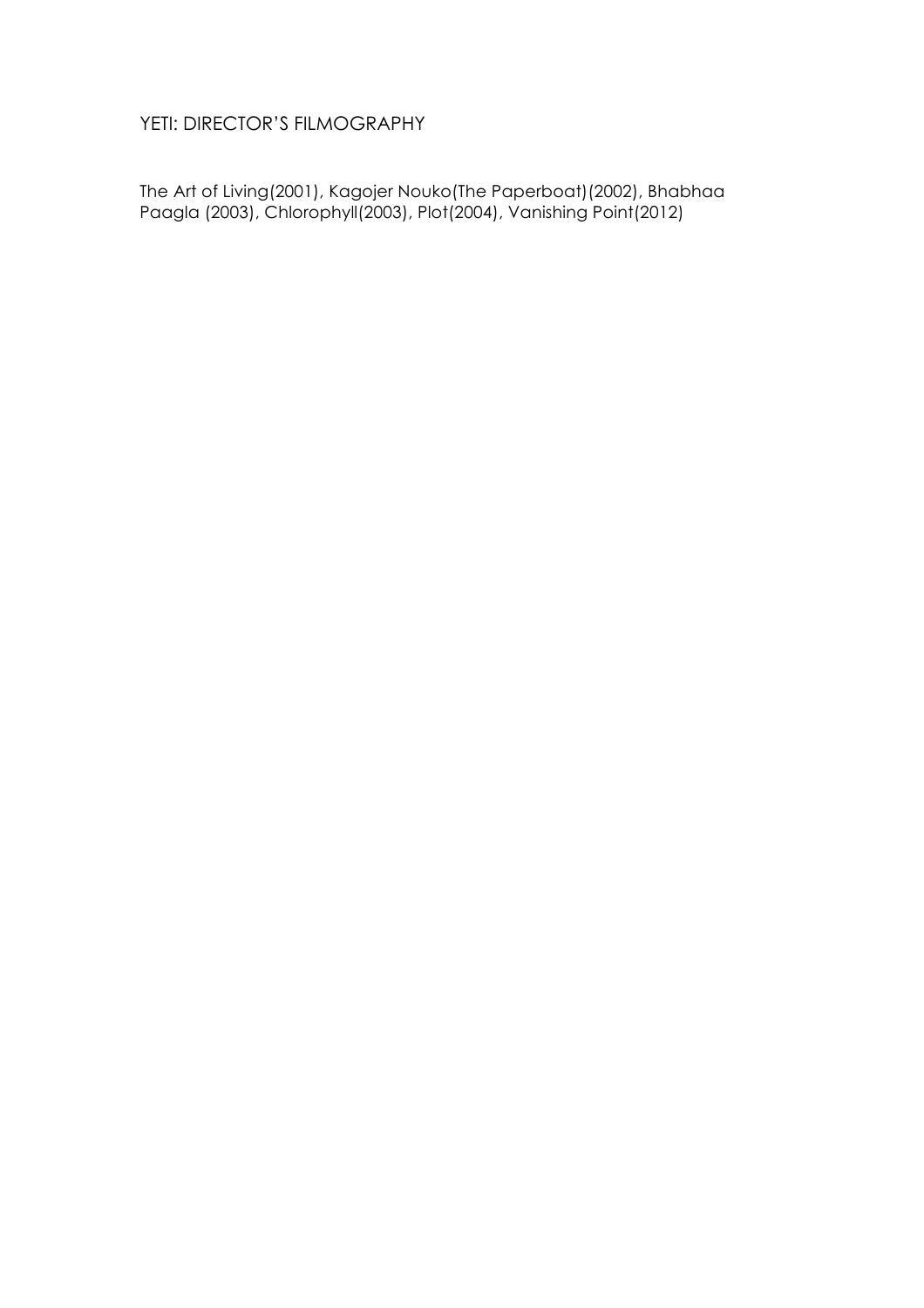# YETI: DIRECTOR'S FILMOGRAPHY

The Art of Living(2001), Kagojer Nouko(The Paperboat)(2002), Bhabhaa Paagla (2003), Chlorophyll(2003), Plot(2004), Vanishing Point(2012)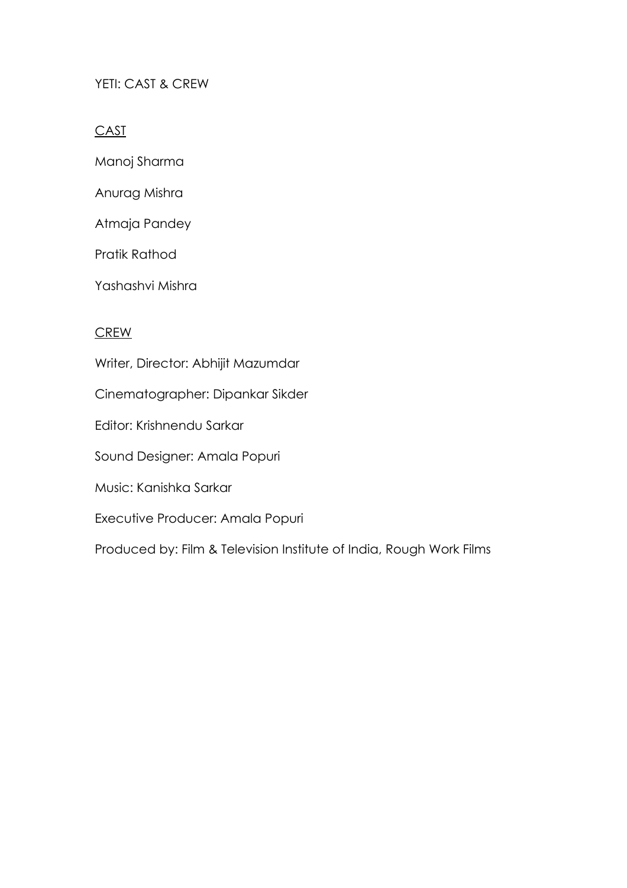# YETI: CAST & CREW

## CAST

Manoj Sharma

Anurag Mishra

Atmaja Pandey

Pratik Rathod

Yashashvi Mishra

## CREW

Writer, Director: Abhijit Mazumdar

Cinematographer: Dipankar Sikder

Editor: Krishnendu Sarkar

Sound Designer: Amala Popuri

Music: Kanishka Sarkar

Executive Producer: Amala Popuri

Produced by: Film & Television Institute of India, Rough Work Films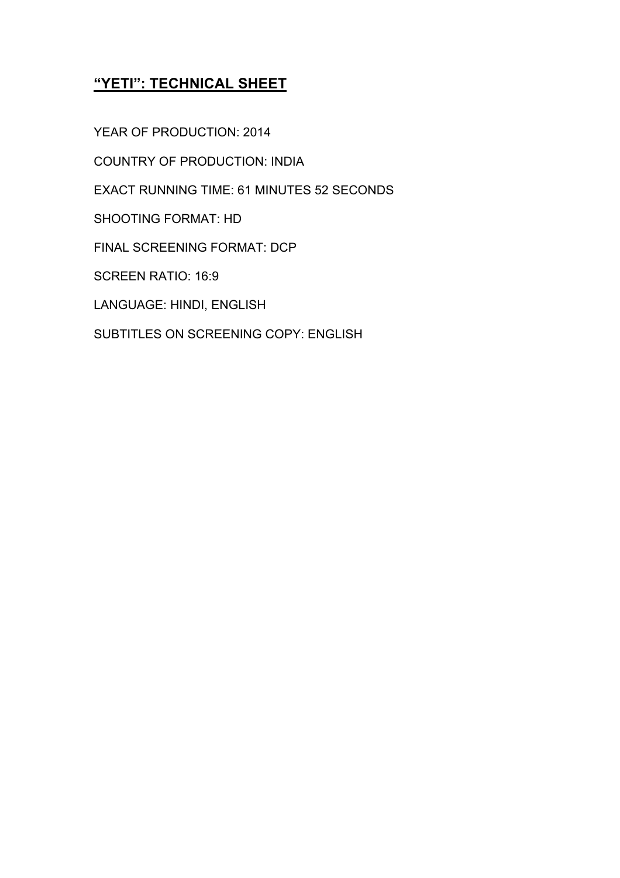## **“YETI”: TECHNICAL SHEET**

YEAR OF PRODUCTION: 2014

COUNTRY OF PRODUCTION: INDIA

EXACT RUNNING TIME: 61 MINUTES 52 SECONDS

SHOOTING FORMAT: HD

FINAL SCREENING FORMAT: DCP

SCREEN RATIO: 16:9

LANGUAGE: HINDI, ENGLISH

SUBTITLES ON SCREENING COPY: ENGLISH